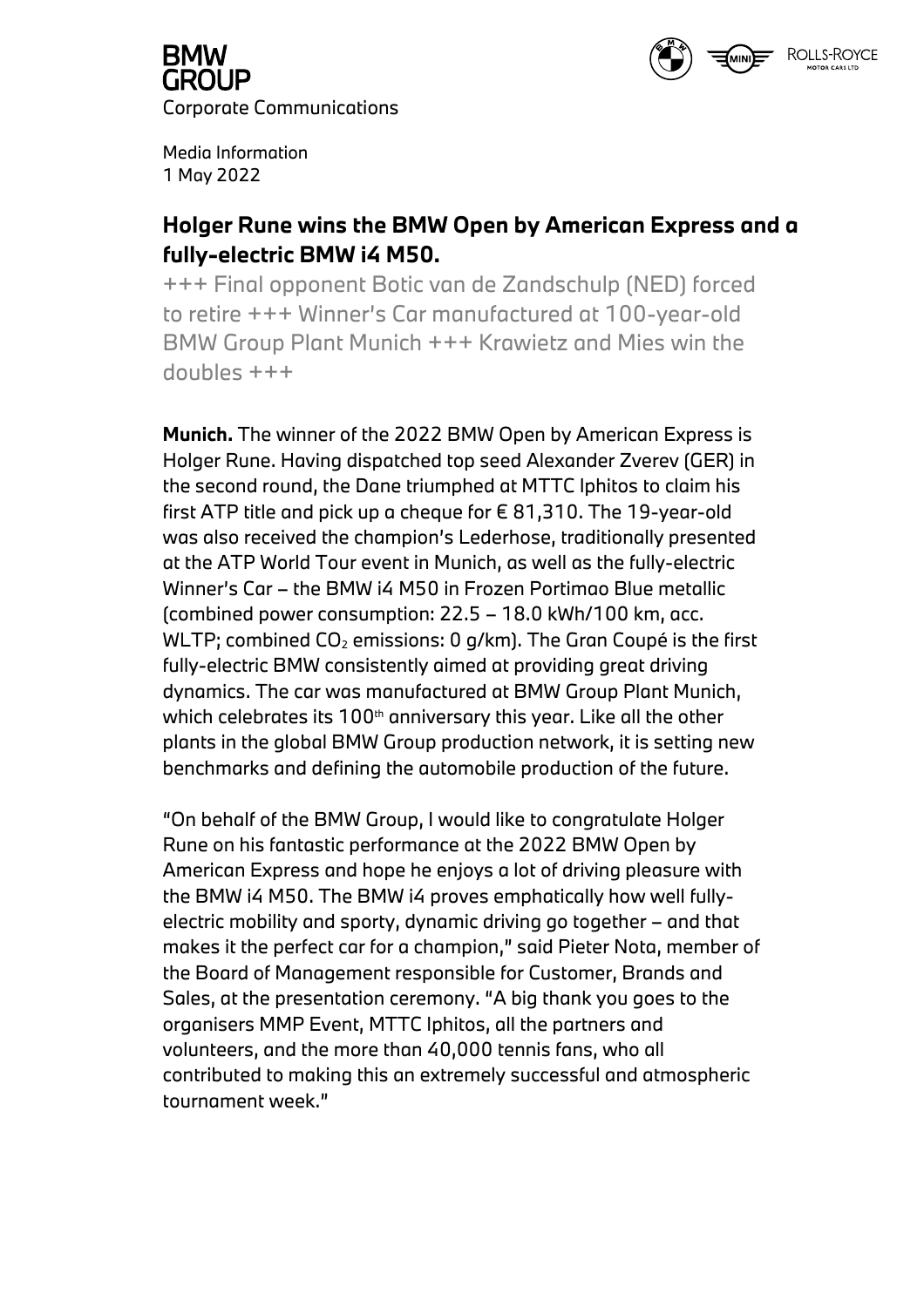BMW GROUP
Corporate Communications

Media Information
1 May 2022

## Holger Rune wins the BMW Open by American Express and a fully-electric BMW i4 M50.

+++ Final opponent Botic van de Zandschulp (NED) forced to retire +++ Winner's Car manufactured at 100-year-old BMW Group Plant Munich +++ Krawietz and Mies win the doubles +++

**Munich.** The winner of the 2022 BMW Open by American Express is Holger Rune. Having dispatched top seed Alexander Zverev (GER) in the second round, the Dane triumphed at MTTC Iphitos to claim his first ATP title and pick up a cheque for € 81,310. The 19-year-old was also received the champion's Lederhose, traditionally presented at the ATP World Tour event in Munich, as well as the fully-electric Winner's Car – the BMW i4 M50 in Frozen Portimao Blue metallic (combined power consumption: 22.5 – 18.0 kWh/100 km, acc. WLTP; combined $CO_2$ emissions: 0 g/km). The Gran Coupé is the first fully-electric BMW consistently aimed at providing great driving dynamics. The car was manufactured at BMW Group Plant Munich, which celebrates its 100th anniversary this year. Like all the other plants in the global BMW Group production network, it is setting new benchmarks and defining the automobile production of the future.

"On behalf of the BMW Group, I would like to congratulate Holger Rune on his fantastic performance at the 2022 BMW Open by American Express and hope he enjoys a lot of driving pleasure with the BMW i4 M50. The BMW i4 proves emphatically how well fully-electric mobility and sporty, dynamic driving go together – and that makes it the perfect car for a champion," said Pieter Nota, member of the Board of Management responsible for Customer, Brands and Sales, at the presentation ceremony. "A big thank you goes to the organisers MMP Event, MTTC Iphitos, all the partners and volunteers, and the more than 40,000 tennis fans, who all contributed to making this an extremely successful and atmospheric tournament week."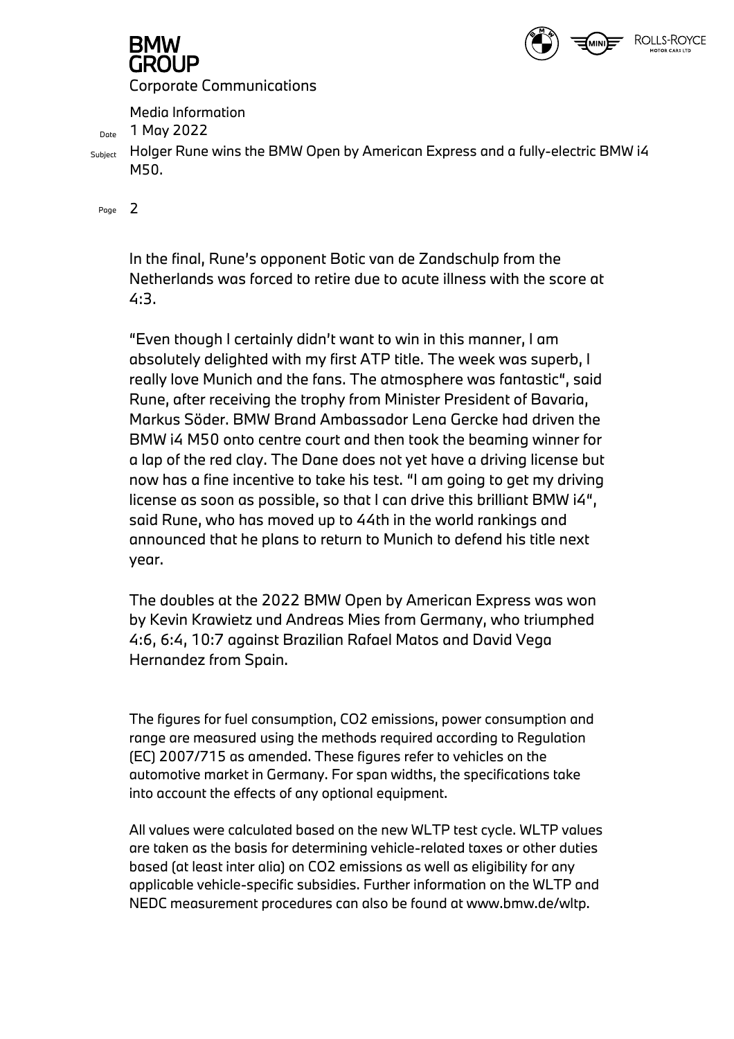In the final, Rune's opponent Botic van de Zandschulp from the Netherlands was forced to retire due to acute illness with the score at 4:3.

"Even though I certainly didn't want to win in this manner, I am absolutely delighted with my first ATP title. The week was superb, I really love Munich and the fans. The atmosphere was fantastic", said Rune, after receiving the trophy from Minister President of Bavaria, Markus Söder. BMW Brand Ambassador Lena Gercke had driven the BMW i4 M50 onto centre court and then took the beaming winner for a lap of the red clay. The Dane does not yet have a driving license but now has a fine incentive to take his test. "I am going to get my driving license as soon as possible, so that I can drive this brilliant BMW i4", said Rune, who has moved up to 44th in the world rankings and announced that he plans to return to Munich to defend his title next year.

The doubles at the 2022 BMW Open by American Express was won by Kevin Krawietz und Andreas Mies from Germany, who triumphed 4:6, 6:4, 10:7 against Brazilian Rafael Matos and David Vega Hernandez from Spain.

The figures for fuel consumption, $CO_2$ emissions, power consumption and range are measured using the methods required according to Regulation (EC) 2007/715 as amended. These figures refer to vehicles on the automotive market in Germany. For span widths, the specifications take into account the effects of any optional equipment.

All values were calculated based on the new WLTP test cycle. WLTP values are taken as the basis for determining vehicle-related taxes or other duties based (at least inter alia) on $CO_2$ emissions as well as eligibility for any applicable vehicle-specific subsidies. Further information on the WLTP and NEDC measurement procedures can also be found at www.bmw.de/wltp.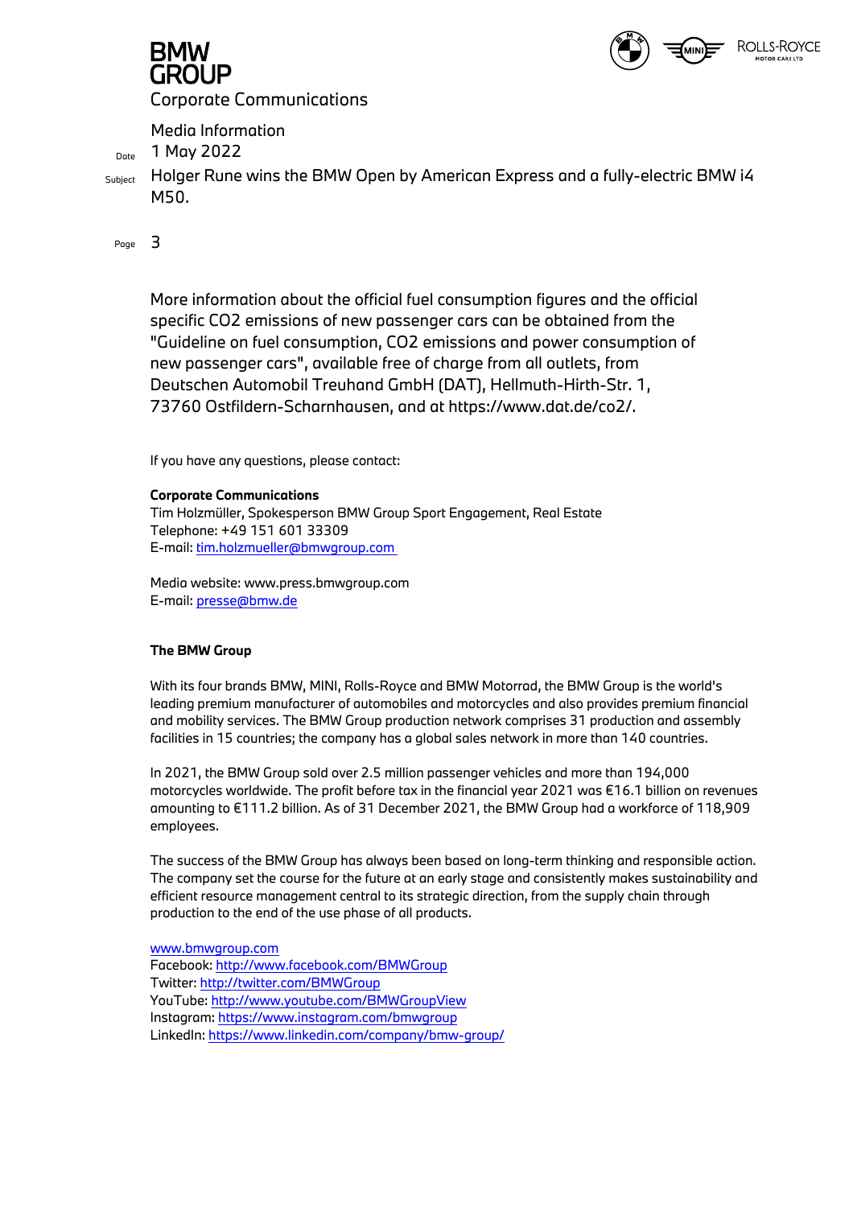More information about the official fuel consumption figures and the official specific $CO_2$ emissions of new passenger cars can be obtained from the "Guideline on fuel consumption, $CO_2$ emissions and power consumption of new passenger cars", available free of charge from all outlets, from Deutschen Automobil Treuhand GmbH (DAT), Hellmuth-Hirth-Str. 1, 73760 Ostfildern-Scharnhausen, and at https://www.dat.de/co2/.

If you have any questions, please contact:

**Corporate Communications**
Tim Holzmüller, Spokesperson BMW Group Sport Engagement, Real Estate
Telephone: +49 151 601 33309
E-mail: tim.holzmueller@bmwgroup.com

Media website: www.press.bmwgroup.com
E-mail: presse@bmw.de

**The BMW Group**

With its four brands BMW, MINI, Rolls-Royce and BMW Motorrad, the BMW Group is the world's leading premium manufacturer of automobiles and motorcycles and also provides premium financial and mobility services. The BMW Group production network comprises 31 production and assembly facilities in 15 countries; the company has a global sales network in more than 140 countries.

In 2021, the BMW Group sold over 2.5 million passenger vehicles and more than 194,000 motorcycles worldwide. The profit before tax in the financial year 2021 was €16.1 billion on revenues amounting to €111.2 billion. As of 31 December 2021, the BMW Group had a workforce of 118,909 employees.

The success of the BMW Group has always been based on long-term thinking and responsible action. The company set the course for the future at an early stage and consistently makes sustainability and efficient resource management central to its strategic direction, from the supply chain through production to the end of the use phase of all products.

www.bmwgroup.com
Facebook: http://www.facebook.com/BMWGroup
Twitter: http://twitter.com/BMWGroup
YouTube: http://www.youtube.com/BMWGroupView
Instagram: https://www.instagram.com/bmwgroup
LinkedIn: https://www.linkedin.com/company/bmw-group/